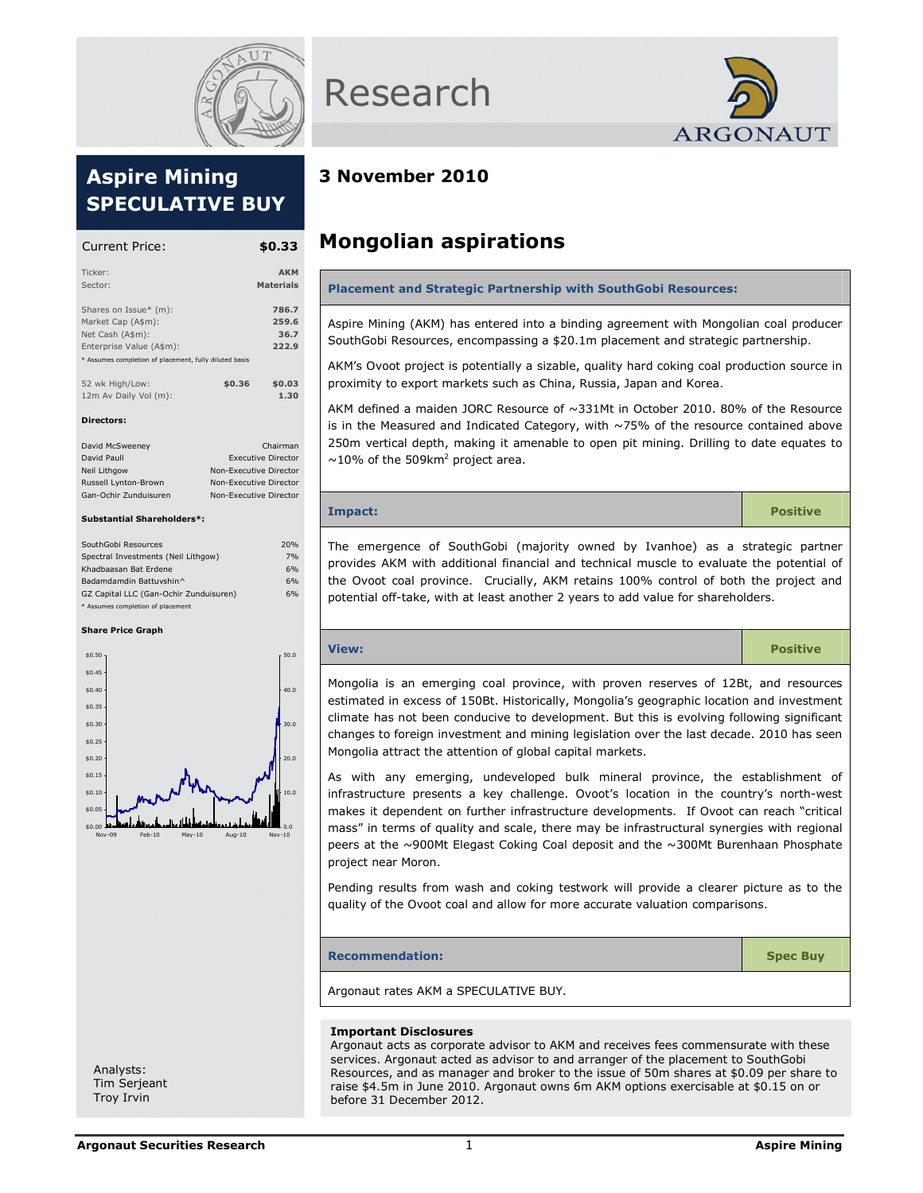# Research

ARGONAUT

## Aspire Mining SPECULATIVE BUY

**3 November 2010**

| Current Price: | **$0.33** |
|---|---|
| Ticker: | AKM |
| Sector: | Materials |
| Shares on Issue* (m): | 786.7 |
| Market Cap (A$m): | 259.6 |
| Net Cash (A$m): | 36.7 |
| Enterprise Value (A$m): | 222.9 |

* Assumes completion of placement, fully diluted basis

| 52 wk High/Low: | $0.36 | $0.03 |
|---|---|---|
| 12m Av Daily Vol (m): | | 1.30 |

**Directors:**

| | |
|---|---|
| David McSweeney | Chairman |
| David Paull | Executive Director |
| Neil Lithgow | Non-Executive Director |
| Russell Lynton-Brown | Non-Executive Director |
| Gan-Ochir Zunduisuren | Non-Executive Director |

**Substantial Shareholders*:**

| | |
|---|---|
| SouthGobi Resources | 20% |
| Spectral Investments (Neil Lithgow) | 7% |
| Khadbaasan Bat Erdene | 6% |
| Badamdamdin Battuvshin^ | 6% |
| GZ Capital LLC (Gan-Ochir Zunduisuren) | 6% |

* Assumes completion of placement

**Share Price Graph**

Analysts:
Tim Serjeant
Troy Irvin

# Mongolian aspirations

### Placement and Strategic Partnership with SouthGobi Resources:

Aspire Mining (AKM) has entered into a binding agreement with Mongolian coal producer SouthGobi Resources, encompassing a $20.1m placement and strategic partnership.

AKM's Ovoot project is potentially a sizable, quality hard coking coal production source in proximity to export markets such as China, Russia, Japan and Korea.

AKM defined a maiden JORC Resource of ~331Mt in October 2010. 80% of the Resource is in the Measured and Indicated Category, with ~75% of the resource contained above 250m vertical depth, making it amenable to open pit mining. Drilling to date equates to ~10% of the 509km$^2$ project area.

### Impact: Positive

The emergence of SouthGobi (majority owned by Ivanhoe) as a strategic partner provides AKM with additional financial and technical muscle to evaluate the potential of the Ovoot coal province. Crucially, AKM retains 100% control of both the project and potential off-take, with at least another 2 years to add value for shareholders.

### View: Positive

Mongolia is an emerging coal province, with proven reserves of 12Bt, and resources estimated in excess of 150Bt. Historically, Mongolia's geographic location and investment climate has not been conducive to development. But this is evolving following significant changes to foreign investment and mining legislation over the last decade. 2010 has seen Mongolia attract the attention of global capital markets.

As with any emerging, undeveloped bulk mineral province, the establishment of infrastructure presents a key challenge. Ovoot's location in the country's north-west makes it dependent on further infrastructure developments. If Ovoot can reach "critical mass" in terms of quality and scale, there may be infrastructural synergies with regional peers at the ~900Mt Elegast Coking Coal deposit and the ~300Mt Burenhaan Phosphate project near Moron.

Pending results from wash and coking testwork will provide a clearer picture as to the quality of the Ovoot coal and allow for more accurate valuation comparisons.

### Recommendation: Spec Buy

Argonaut rates AKM a SPECULATIVE BUY.

**Important Disclosures**
Argonaut acts as corporate advisor to AKM and receives fees commensurate with these services. Argonaut acted as advisor to and arranger of the placement to SouthGobi Resources, and as manager and broker to the issue of 50m shares at $0.09 per share to raise $4.5m in June 2010. Argonaut owns 6m AKM options exercisable at $0.15 on or before 31 December 2012.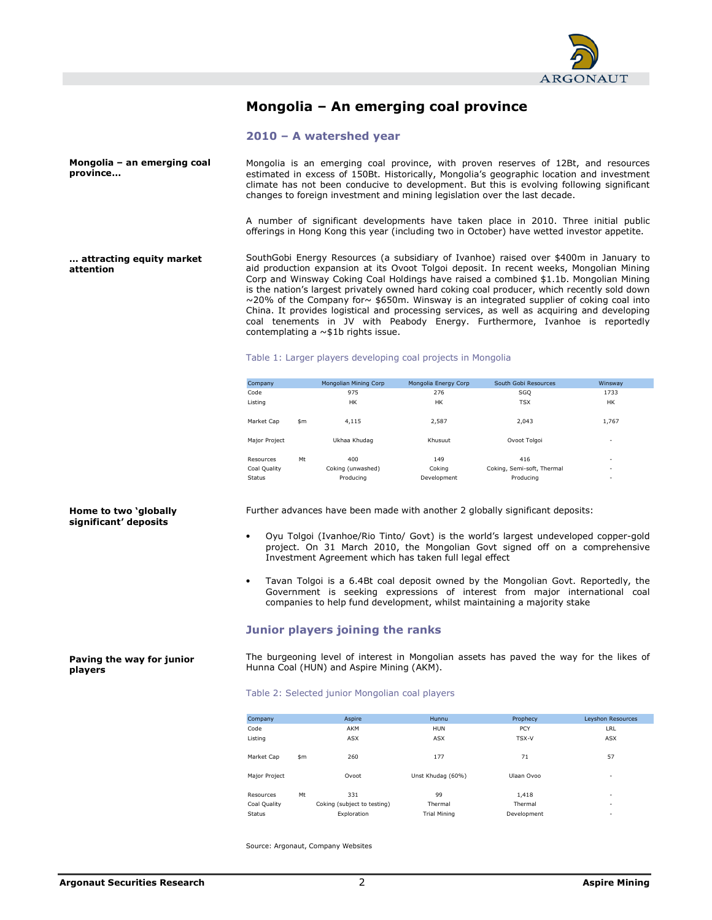# Mongolia – An emerging coal province

## 2010 – A watershed year

**Mongolia – an emerging coal province…**

Mongolia is an emerging coal province, with proven reserves of 12Bt, and resources estimated in excess of 150Bt. Historically, Mongolia's geographic location and investment climate has not been conducive to development. But this is evolving following significant changes to foreign investment and mining legislation over the last decade.

A number of significant developments have taken place in 2010. Three initial public offerings in Hong Kong this year (including two in October) have wetted investor appetite.

**… attracting equity market attention**

SouthGobi Energy Resources (a subsidiary of Ivanhoe) raised over $400m in January to aid production expansion at its Ovoot Tolgoi deposit. In recent weeks, Mongolian Mining Corp and Winsway Coking Coal Holdings have raised a combined $1.1b. Mongolian Mining is the nation's largest privately owned hard coking coal producer, which recently sold down ~20% of the Company for~ $650m. Winsway is an integrated supplier of coking coal into China. It provides logistical and processing services, as well as acquiring and developing coal tenements in JV with Peabody Energy. Furthermore, Ivanhoe is reportedly contemplating a ~$1b rights issue.

Table 1: Larger players developing coal projects in Mongolia

| Company | | Mongolian Mining Corp | Mongolia Energy Corp | South Gobi Resources | Winsway |
|---|---|---|---|---|---|
| Code | | 975 | 276 | SGQ | 1733 |
| Listing | | HK | HK | TSX | HK |
| Market Cap | $m | 4,115 | 2,587 | 2,043 | 1,767 |
| Major Project | | Ukhaa Khudag | Khusuut | Ovoot Tolgoi | - |
| Resources | Mt | 400 | 149 | 416 | - |
| Coal Quality | | Coking (unwashed) | Coking | Coking, Semi-soft, Thermal | - |
| Status | | Producing | Development | Producing | - |

**Home to two 'globally significant' deposits**

Further advances have been made with another 2 globally significant deposits:

- Oyu Tolgoi (Ivanhoe/Rio Tinto/ Govt) is the world's largest undeveloped copper-gold project. On 31 March 2010, the Mongolian Govt signed off on a comprehensive Investment Agreement which has taken full legal effect
- Tavan Tolgoi is a 6.4Bt coal deposit owned by the Mongolian Govt. Reportedly, the Government is seeking expressions of interest from major international coal companies to help fund development, whilst maintaining a majority stake

## Junior players joining the ranks

**Paving the way for junior players**

The burgeoning level of interest in Mongolian assets has paved the way for the likes of Hunna Coal (HUN) and Aspire Mining (AKM).

Table 2: Selected junior Mongolian coal players

| Company | | Aspire | Hunnu | Prophecy | Leyshon Resources |
|---|---|---|---|---|---|
| Code | | AKM | HUN | PCY | LRL |
| Listing | | ASX | ASX | TSX-V | ASX |
| Market Cap | $m | 260 | 177 | 71 | 57 |
| Major Project | | Ovoot | Unst Khudag (60%) | Ulaan Ovoo | - |
| Resources | Mt | 331 | 99 | 1,418 | - |
| Coal Quality | | Coking (subject to testing) | Thermal | Thermal | - |
| Status | | Exploration | Trial Mining | Development | - |

Source: Argonaut, Company Websites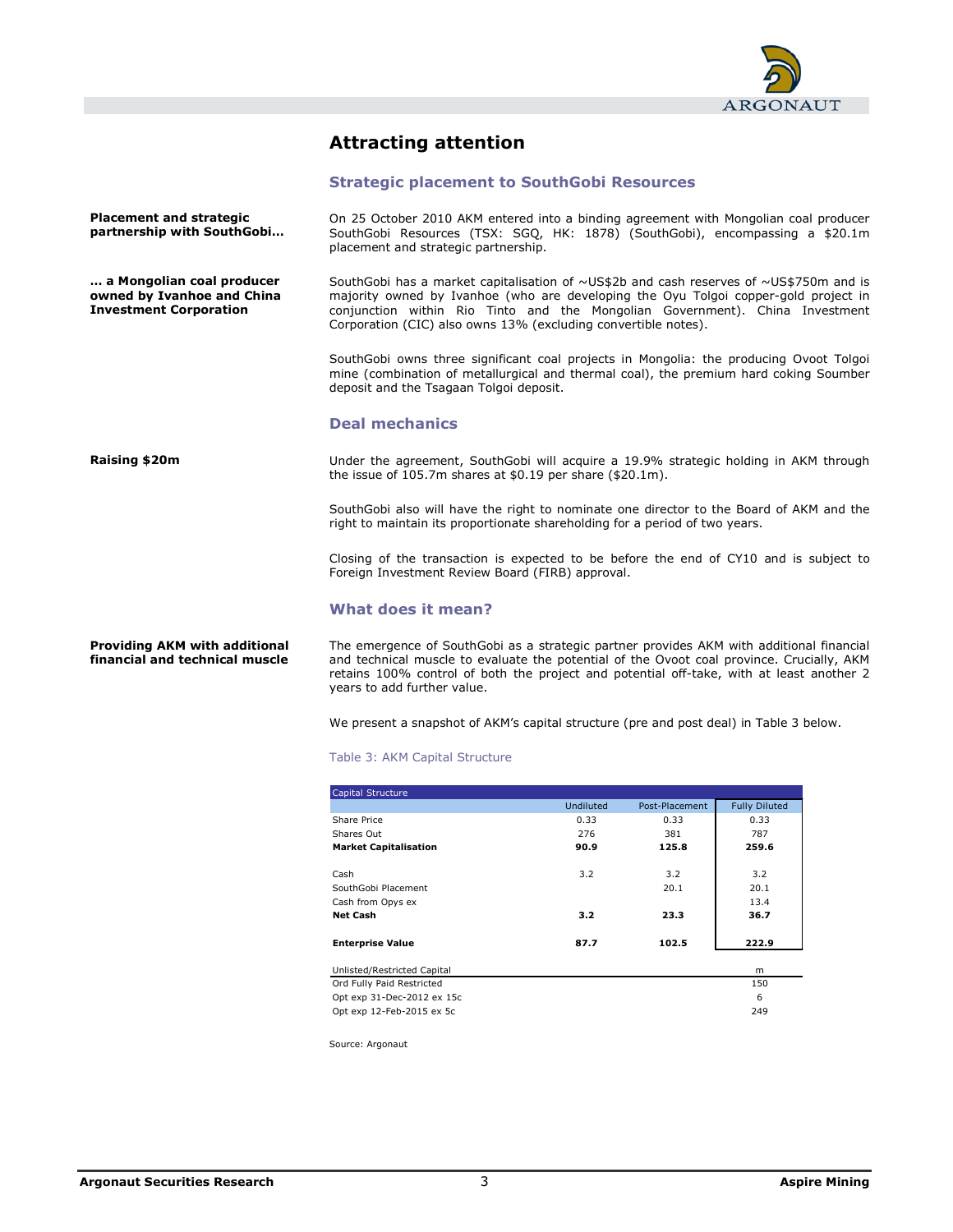# Attracting attention

## Strategic placement to SouthGobi Resources

**Placement and strategic partnership with SouthGobi...**

On 25 October 2010 AKM entered into a binding agreement with Mongolian coal producer SouthGobi Resources (TSX: SGQ, HK: 1878) (SouthGobi), encompassing a $20.1m placement and strategic partnership.

**... a Mongolian coal producer owned by Ivanhoe and China Investment Corporation**

SouthGobi has a market capitalisation of ~US$2b and cash reserves of ~US$750m and is majority owned by Ivanhoe (who are developing the Oyu Tolgoi copper-gold project in conjunction within Rio Tinto and the Mongolian Government). China Investment Corporation (CIC) also owns 13% (excluding convertible notes).

SouthGobi owns three significant coal projects in Mongolia: the producing Ovoot Tolgoi mine (combination of metallurgical and thermal coal), the premium hard coking Soumber deposit and the Tsagaan Tolgoi deposit.

## Deal mechanics

**Raising $20m**

Under the agreement, SouthGobi will acquire a 19.9% strategic holding in AKM through the issue of 105.7m shares at $0.19 per share ($20.1m).

SouthGobi also will have the right to nominate one director to the Board of AKM and the right to maintain its proportionate shareholding for a period of two years.

Closing of the transaction is expected to be before the end of CY10 and is subject to Foreign Investment Review Board (FIRB) approval.

## What does it mean?

**Providing AKM with additional financial and technical muscle**

The emergence of SouthGobi as a strategic partner provides AKM with additional financial and technical muscle to evaluate the potential of the Ovoot coal province. Crucially, AKM retains 100% control of both the project and potential off-take, with at least another 2 years to add further value.

We present a snapshot of AKM's capital structure (pre and post deal) in Table 3 below.

Table 3: AKM Capital Structure

| Capital Structure | Undiluted | Post-Placement | Fully Diluted |
|---|---|---|---|
| Share Price | 0.33 | 0.33 | 0.33 |
| Shares Out | 276 | 381 | 787 |
| **Market Capitalisation** | **90.9** | **125.8** | **259.6** |
| | | | |
| Cash | 3.2 | 3.2 | 3.2 |
| SouthGobi Placement | | 20.1 | 20.1 |
| Cash from Opys ex | | | 13.4 |
| **Net Cash** | **3.2** | **23.3** | **36.7** |
| | | | |
| **Enterprise Value** | **87.7** | **102.5** | **222.9** |

| Unlisted/Restricted Capital | m |
|---|---|
| Ord Fully Paid Restricted | 150 |
| Opt exp 31-Dec-2012 ex 15c | 6 |
| Opt exp 12-Feb-2015 ex 5c | 249 |

Source: Argonaut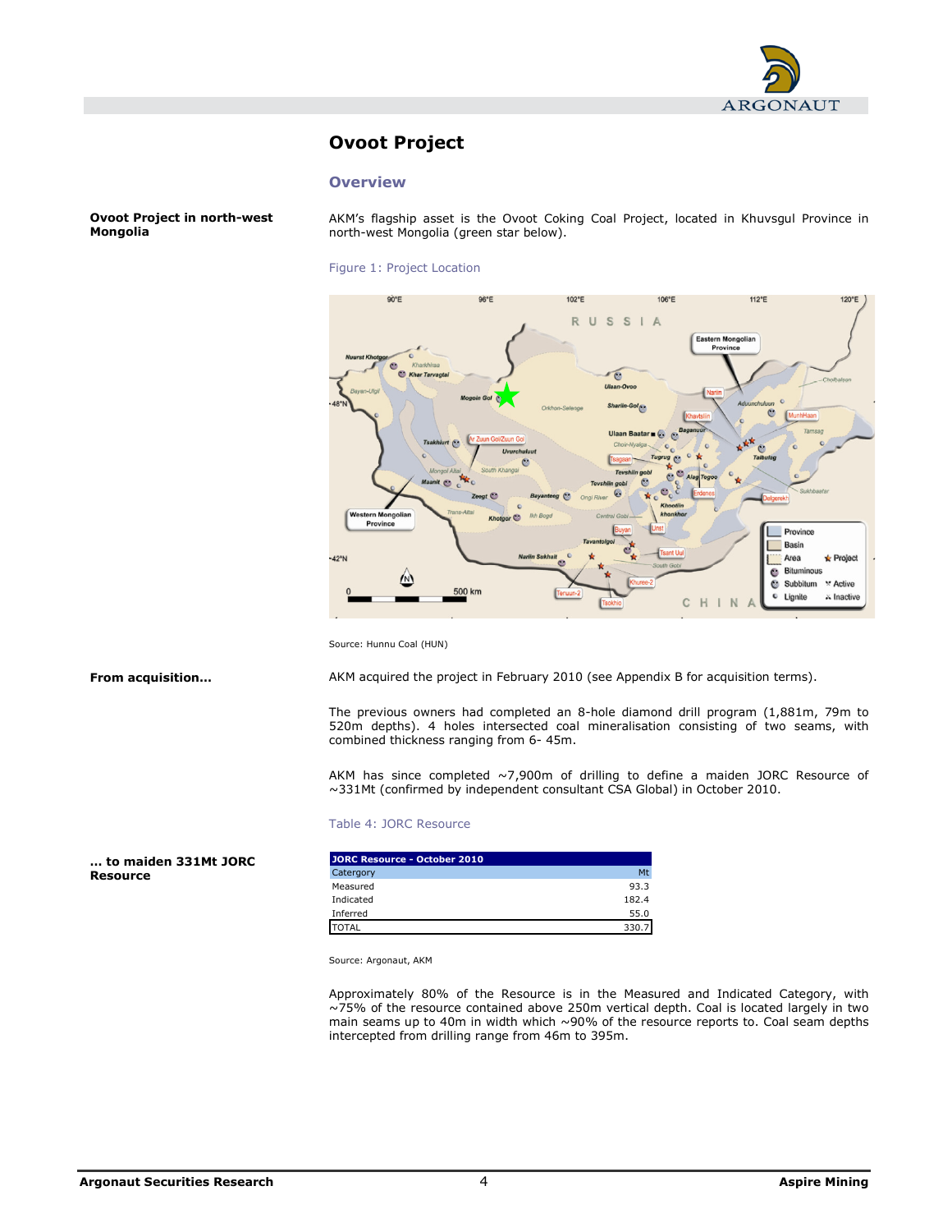# Ovoot Project

## Overview

**Ovoot Project in north-west Mongolia**

AKM's flagship asset is the Ovoot Coking Coal Project, located in Khuvsgul Province in north-west Mongolia (green star below).

Figure 1: Project Location

Source: Hunnu Coal (HUN)

**From acquisition…**

AKM acquired the project in February 2010 (see Appendix B for acquisition terms).

The previous owners had completed an 8-hole diamond drill program (1,881m, 79m to 520m depths). 4 holes intersected coal mineralisation consisting of two seams, with combined thickness ranging from 6- 45m.

AKM has since completed ~7,900m of drilling to define a maiden JORC Resource of ~331Mt (confirmed by independent consultant CSA Global) in October 2010.

**… to maiden 331Mt JORC Resource**

Table 4: JORC Resource

| JORC Resource - October 2010 | |
|---|---|
| Catergory | Mt |
| Measured | 93.3 |
| Indicated | 182.4 |
| Inferred | 55.0 |
| TOTAL | 330.7 |

Source: Argonaut, AKM

Approximately 80% of the Resource is in the Measured and Indicated Category, with ~75% of the resource contained above 250m vertical depth. Coal is located largely in two main seams up to 40m in width which ~90% of the resource reports to. Coal seam depths intercepted from drilling range from 46m to 395m.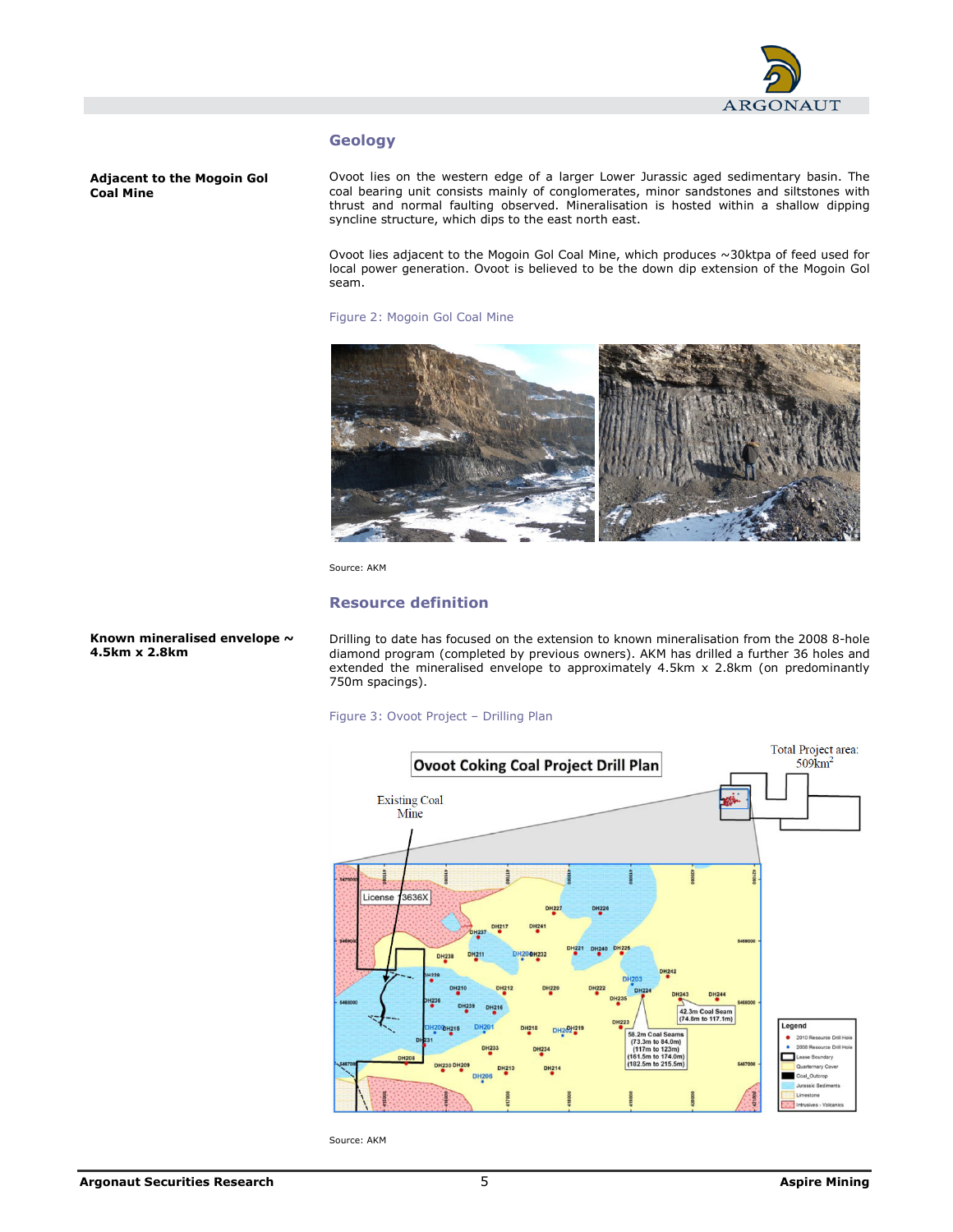## Geology

**Adjacent to the Mogoin Gol Coal Mine**

Ovoot lies on the western edge of a larger Lower Jurassic aged sedimentary basin. The coal bearing unit consists mainly of conglomerates, minor sandstones and siltstones with thrust and normal faulting observed. Mineralisation is hosted within a shallow dipping syncline structure, which dips to the east north east.

Ovoot lies adjacent to the Mogoin Gol Coal Mine, which produces ~30ktpa of feed used for local power generation. Ovoot is believed to be the down dip extension of the Mogoin Gol seam.

Figure 2: Mogoin Gol Coal Mine

Source: AKM

## Resource definition

**Known mineralised envelope ~ 4.5km x 2.8km**

Drilling to date has focused on the extension to known mineralisation from the 2008 8-hole diamond program (completed by previous owners). AKM has drilled a further 36 holes and extended the mineralised envelope to approximately 4.5km x 2.8km (on predominantly 750m spacings).

Figure 3: Ovoot Project – Drilling Plan

Ovoot Coking Coal Project Drill Plan

Total Project area: 509km$^2$

Existing Coal Mine

License 13636X

42.3m Coal Seam (74.8m to 117.1m)

58.2m Coal Seams (73.3m to 84.0m) (117m to 123m) (161.5m to 174.0m) (182.5m to 215.5m)

Legend: 2010 Resource Drill Hole; 2008 Resource Drill Hole; Lease Boundary; Quaternary Cover; Coal_Outcrop; Jurassic Sediments; Limestone; Intrusives - Volcanics

Source: AKM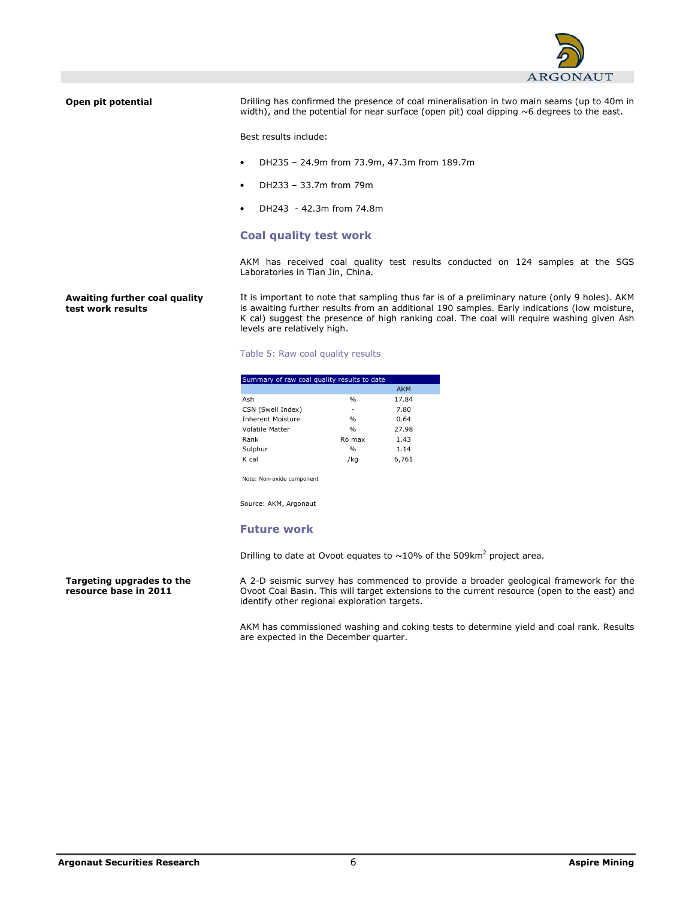**Open pit potential**

Drilling has confirmed the presence of coal mineralisation in two main seams (up to 40m in width), and the potential for near surface (open pit) coal dipping ~6 degrees to the east.

Best results include:

- DH235 – 24.9m from 73.9m, 47.3m from 189.7m
- DH233 – 33.7m from 79m
- DH243 - 42.3m from 74.8m

### Coal quality test work

AKM has received coal quality test results conducted on 124 samples at the SGS Laboratories in Tian Jin, China.

**Awaiting further coal quality test work results**

It is important to note that sampling thus far is of a preliminary nature (only 9 holes). AKM is awaiting further results from an additional 190 samples. Early indications (low moisture, K cal) suggest the presence of high ranking coal. The coal will require washing given Ash levels are relatively high.

Table 5: Raw coal quality results

| Summary of raw coal quality results to date | | |
|---|---|---|
| | | AKM |
| Ash | % | 17.84 |
| CSN (Swell Index) | - | 7.80 |
| Inherent Moisture | % | 0.64 |
| Volatile Matter | % | 27.98 |
| Rank | Ro max | 1.43 |
| Sulphur | % | 1.14 |
| K cal | /kg | 6,761 |

Note: Non-oxide component

Source: AKM, Argonaut

### Future work

Drilling to date at Ovoot equates to ~10% of the 509km$^2$ project area.

**Targeting upgrades to the resource base in 2011**

A 2-D seismic survey has commenced to provide a broader geological framework for the Ovoot Coal Basin. This will target extensions to the current resource (open to the east) and identify other regional exploration targets.

AKM has commissioned washing and coking tests to determine yield and coal rank. Results are expected in the December quarter.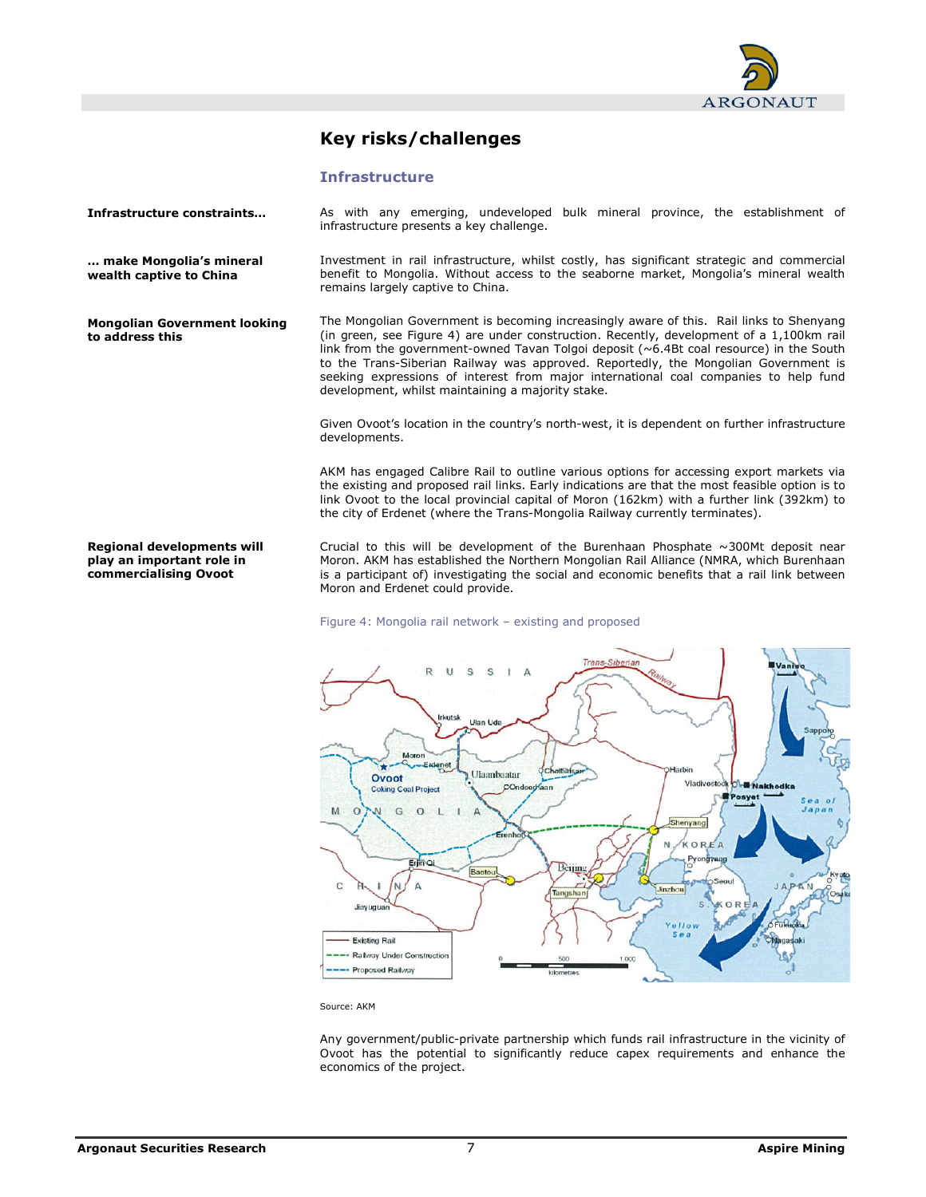## Key risks/challenges

### Infrastructure

**Infrastructure constraints…**

As with any emerging, undeveloped bulk mineral province, the establishment of infrastructure presents a key challenge.

**… make Mongolia's mineral wealth captive to China**

Investment in rail infrastructure, whilst costly, has significant strategic and commercial benefit to Mongolia. Without access to the seaborne market, Mongolia's mineral wealth remains largely captive to China.

**Mongolian Government looking to address this**

The Mongolian Government is becoming increasingly aware of this. Rail links to Shenyang (in green, see Figure 4) are under construction. Recently, development of a 1,100km rail link from the government-owned Tavan Tolgoi deposit (~6.4Bt coal resource) in the South to the Trans-Siberian Railway was approved. Reportedly, the Mongolian Government is seeking expressions of interest from major international coal companies to help fund development, whilst maintaining a majority stake.

Given Ovoot's location in the country's north-west, it is dependent on further infrastructure developments.

AKM has engaged Calibre Rail to outline various options for accessing export markets via the existing and proposed rail links. Early indications are that the most feasible option is to link Ovoot to the local provincial capital of Moron (162km) with a further link (392km) to the city of Erdenet (where the Trans-Mongolia Railway currently terminates).

**Regional developments will play an important role in commercialising Ovoot**

Crucial to this will be development of the Burenhaan Phosphate ~300Mt deposit near Moron. AKM has established the Northern Mongolian Rail Alliance (NMRA, which Burenhaan is a participant of) investigating the social and economic benefits that a rail link between Moron and Erdenet could provide.

Figure 4: Mongolia rail network – existing and proposed

RUSSIA
Trans-Siberian Railway
Irkutsk
Ulan Ude
Moron
Erdenet
Ovoot
Coking Coal Project
Ulaanbaatar
Choibalsan
Ondoorhaan
MONGOLIA
Erenhot
Erjin Qi
Baotou
Beijing
Tangshan
Jinzhou
Shenyang
Harbin
Vladivostock
Nakhodka
Posyet
Vanino
Sapporo
Sea of Japan
N. KOREA
Pyongyang
Seoul
S. KOREA
JAPAN
Kyoto
Osaka
Fukuoka
Nagasaki
Yellow Sea
CHINA
Jiayuguan
Existing Rail
Railway Under Construction
Proposed Railway
0 500 1,000
kilometres

Source: AKM

Any government/public-private partnership which funds rail infrastructure in the vicinity of Ovoot has the potential to significantly reduce capex requirements and enhance the economics of the project.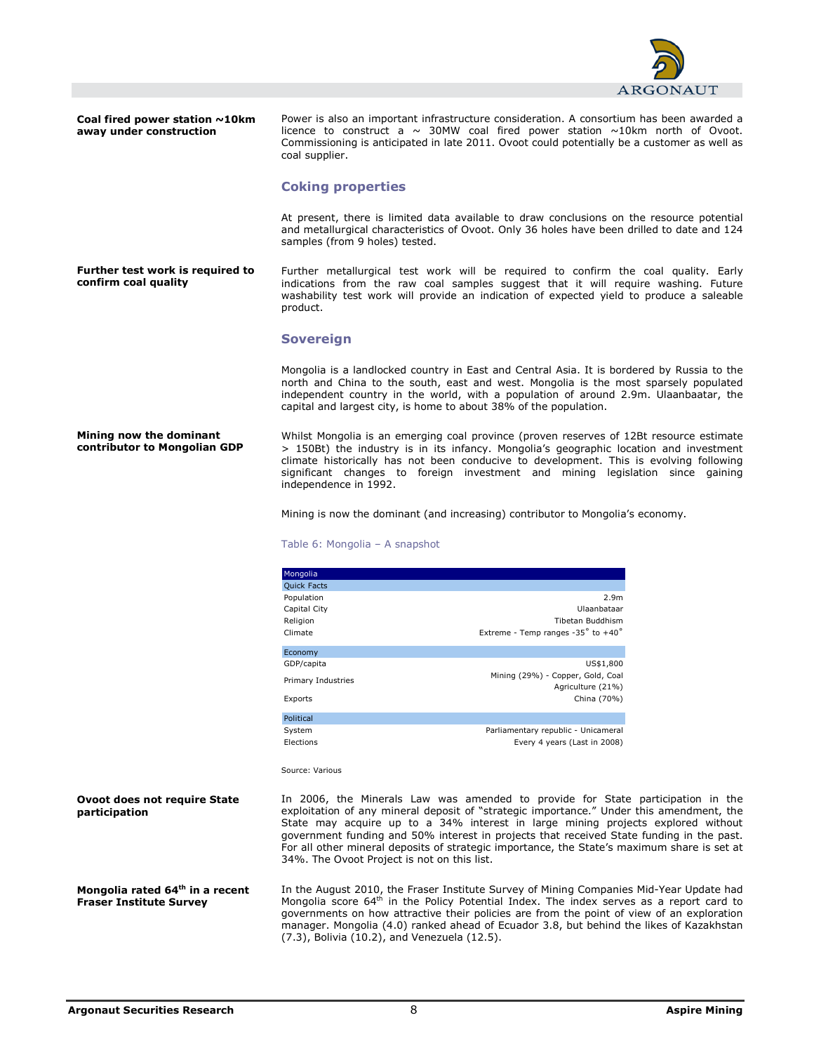**Coal fired power station ~10km away under construction**

Power is also an important infrastructure consideration. A consortium has been awarded a licence to construct a ~ 30MW coal fired power station ~10km north of Ovoot. Commissioning is anticipated in late 2011. Ovoot could potentially be a customer as well as coal supplier.

## Coking properties

At present, there is limited data available to draw conclusions on the resource potential and metallurgical characteristics of Ovoot. Only 36 holes have been drilled to date and 124 samples (from 9 holes) tested.

**Further test work is required to confirm coal quality**

Further metallurgical test work will be required to confirm the coal quality. Early indications from the raw coal samples suggest that it will require washing. Future washability test work will provide an indication of expected yield to produce a saleable product.

## Sovereign

Mongolia is a landlocked country in East and Central Asia. It is bordered by Russia to the north and China to the south, east and west. Mongolia is the most sparsely populated independent country in the world, with a population of around 2.9m. Ulaanbaatar, the capital and largest city, is home to about 38% of the population.

**Mining now the dominant contributor to Mongolian GDP**

Whilst Mongolia is an emerging coal province (proven reserves of 12Bt resource estimate > 150Bt) the industry is in its infancy. Mongolia's geographic location and investment climate historically has not been conducive to development. This is evolving following significant changes to foreign investment and mining legislation since gaining independence in 1992.

Mining is now the dominant (and increasing) contributor to Mongolia's economy.

Table 6: Mongolia – A snapshot

| Mongolia | |
|---|---|
| **Quick Facts** | |
| Population | 2.9m |
| Capital City | Ulaanbataar |
| Religion | Tibetan Buddhism |
| Climate | Extreme - Temp ranges -35° to +40° |
| **Economy** | |
| GDP/capita | US$1,800 |
| Primary Industries | Mining (29%) - Copper, Gold, Coal<br>Agriculture (21%) |
| Exports | China (70%) |
| **Political** | |
| System | Parliamentary republic - Unicameral |
| Elections | Every 4 years (Last in 2008) |

Source: Various

**Ovoot does not require State participation**

In 2006, the Minerals Law was amended to provide for State participation in the exploitation of any mineral deposit of "strategic importance." Under this amendment, the State may acquire up to a 34% interest in large mining projects explored without government funding and 50% interest in projects that received State funding in the past. For all other mineral deposits of strategic importance, the State's maximum share is set at 34%. The Ovoot Project is not on this list.

**Mongolia rated 64th in a recent Fraser Institute Survey**

In the August 2010, the Fraser Institute Survey of Mining Companies Mid-Year Update had Mongolia score 64th in the Policy Potential Index. The index serves as a report card to governments on how attractive their policies are from the point of view of an exploration manager. Mongolia (4.0) ranked ahead of Ecuador 3.8, but behind the likes of Kazakhstan (7.3), Bolivia (10.2), and Venezuela (12.5).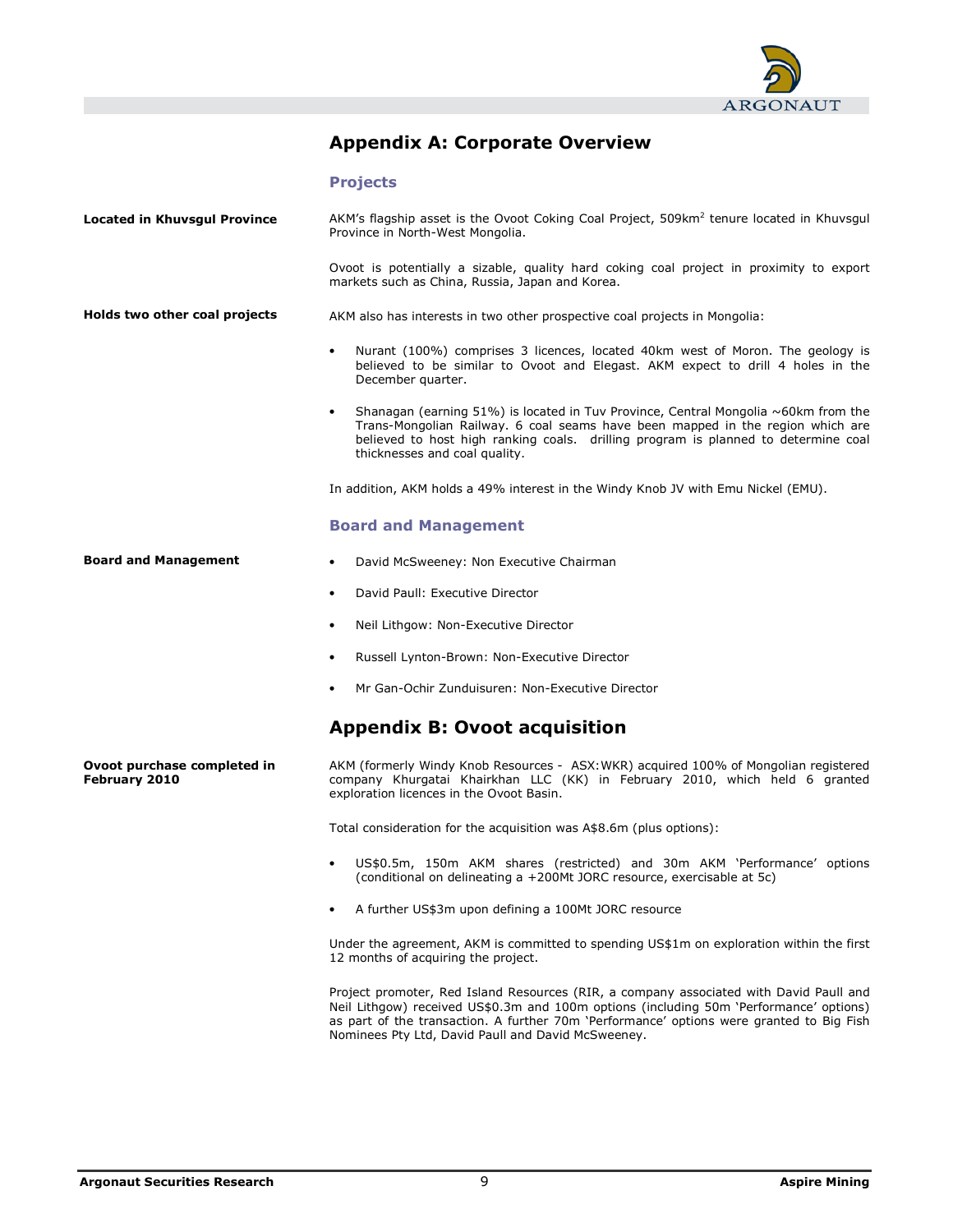## Appendix A: Corporate Overview

### Projects

**Located in Khuvsgul Province**

AKM's flagship asset is the Ovoot Coking Coal Project, 509km$^2$ tenure located in Khuvsgul Province in North-West Mongolia.

Ovoot is potentially a sizable, quality hard coking coal project in proximity to export markets such as China, Russia, Japan and Korea.

**Holds two other coal projects**

AKM also has interests in two other prospective coal projects in Mongolia:

- Nurant (100%) comprises 3 licences, located 40km west of Moron. The geology is believed to be similar to Ovoot and Elegast. AKM expect to drill 4 holes in the December quarter.
- Shanagan (earning 51%) is located in Tuv Province, Central Mongolia ~60km from the Trans-Mongolian Railway. 6 coal seams have been mapped in the region which are believed to host high ranking coals. drilling program is planned to determine coal thicknesses and coal quality.

In addition, AKM holds a 49% interest in the Windy Knob JV with Emu Nickel (EMU).

### Board and Management

**Board and Management**

- David McSweeney: Non Executive Chairman
- David Paull: Executive Director
- Neil Lithgow: Non-Executive Director
- Russell Lynton-Brown: Non-Executive Director
- Mr Gan-Ochir Zunduisuren: Non-Executive Director

## Appendix B: Ovoot acquisition

**Ovoot purchase completed in February 2010**

AKM (formerly Windy Knob Resources - ASX:WKR) acquired 100% of Mongolian registered company Khurgatai Khairkhan LLC (KK) in February 2010, which held 6 granted exploration licences in the Ovoot Basin.

Total consideration for the acquisition was A$8.6m (plus options):

- US$0.5m, 150m AKM shares (restricted) and 30m AKM 'Performance' options (conditional on delineating a +200Mt JORC resource, exercisable at 5c)
- A further US$3m upon defining a 100Mt JORC resource

Under the agreement, AKM is committed to spending US$1m on exploration within the first 12 months of acquiring the project.

Project promoter, Red Island Resources (RIR, a company associated with David Paull and Neil Lithgow) received US$0.3m and 100m options (including 50m 'Performance' options) as part of the transaction. A further 70m 'Performance' options were granted to Big Fish Nominees Pty Ltd, David Paull and David McSweeney.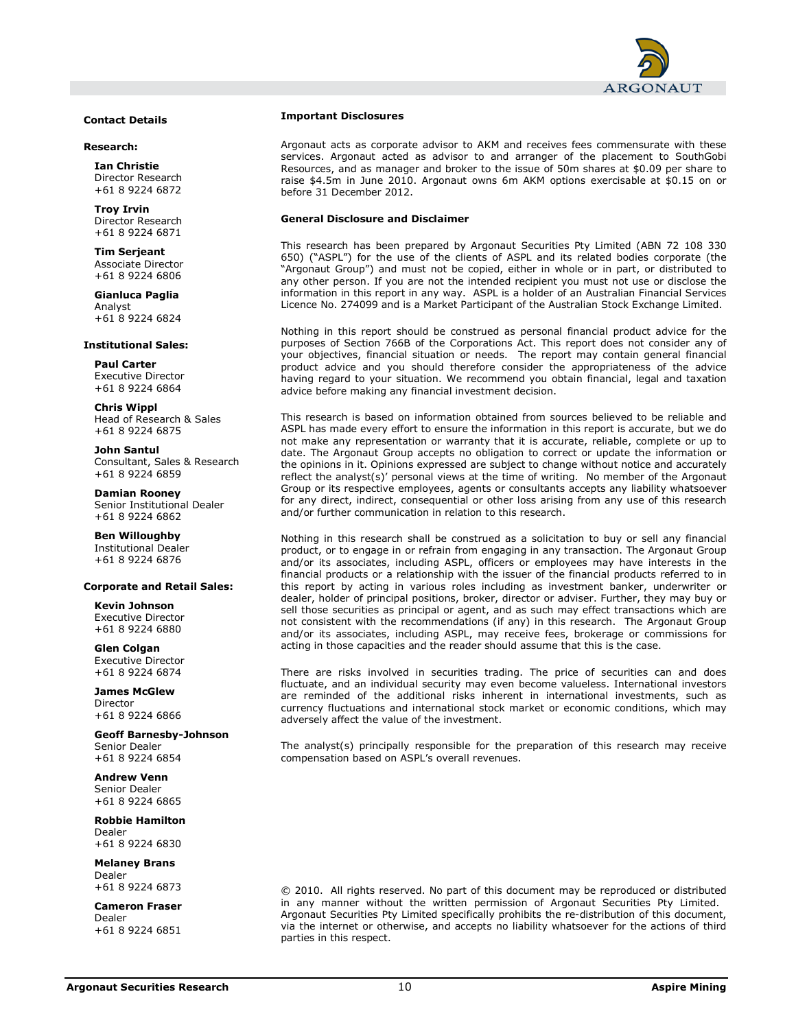## Contact Details

**Research:**

**Ian Christie**
Director Research
+61 8 9224 6872

**Troy Irvin**
Director Research
+61 8 9224 6871

**Tim Serjeant**
Associate Director
+61 8 9224 6806

**Gianluca Paglia**
Analyst
+61 8 9224 6824

**Institutional Sales:**

**Paul Carter**
Executive Director
+61 8 9224 6864

**Chris Wippl**
Head of Research & Sales
+61 8 9224 6875

**John Santul**
Consultant, Sales & Research
+61 8 9224 6859

**Damian Rooney**
Senior Institutional Dealer
+61 8 9224 6862

**Ben Willoughby**
Institutional Dealer
+61 8 9224 6876

**Corporate and Retail Sales:**

**Kevin Johnson**
Executive Director
+61 8 9224 6880

**Glen Colgan**
Executive Director
+61 8 9224 6874

**James McGlew**
Director
+61 8 9224 6866

**Geoff Barnesby-Johnson**
Senior Dealer
+61 8 9224 6854

**Andrew Venn**
Senior Dealer
+61 8 9224 6865

**Robbie Hamilton**
Dealer
+61 8 9224 6830

**Melaney Brans**
Dealer
+61 8 9224 6873

**Cameron Fraser**
Dealer
+61 8 9224 6851

## Important Disclosures

Argonaut acts as corporate advisor to AKM and receives fees commensurate with these services. Argonaut acted as advisor to and arranger of the placement to SouthGobi Resources, and as manager and broker to the issue of 50m shares at $0.09 per share to raise $4.5m in June 2010. Argonaut owns 6m AKM options exercisable at $0.15 on or before 31 December 2012.

## General Disclosure and Disclaimer

This research has been prepared by Argonaut Securities Pty Limited (ABN 72 108 330 650) ("ASPL") for the use of the clients of ASPL and its related bodies corporate (the "Argonaut Group") and must not be copied, either in whole or in part, or distributed to any other person. If you are not the intended recipient you must not use or disclose the information in this report in any way. ASPL is a holder of an Australian Financial Services Licence No. 274099 and is a Market Participant of the Australian Stock Exchange Limited.

Nothing in this report should be construed as personal financial product advice for the purposes of Section 766B of the Corporations Act. This report does not consider any of your objectives, financial situation or needs. The report may contain general financial product advice and you should therefore consider the appropriateness of the advice having regard to your situation. We recommend you obtain financial, legal and taxation advice before making any financial investment decision.

This research is based on information obtained from sources believed to be reliable and ASPL has made every effort to ensure the information in this report is accurate, but we do not make any representation or warranty that it is accurate, reliable, complete or up to date. The Argonaut Group accepts no obligation to correct or update the information or the opinions in it. Opinions expressed are subject to change without notice and accurately reflect the analyst(s)' personal views at the time of writing. No member of the Argonaut Group or its respective employees, agents or consultants accepts any liability whatsoever for any direct, indirect, consequential or other loss arising from any use of this research and/or further communication in relation to this research.

Nothing in this research shall be construed as a solicitation to buy or sell any financial product, or to engage in or refrain from engaging in any transaction. The Argonaut Group and/or its associates, including ASPL, officers or employees may have interests in the financial products or a relationship with the issuer of the financial products referred to in this report by acting in various roles including as investment banker, underwriter or dealer, holder of principal positions, broker, director or adviser. Further, they may buy or sell those securities as principal or agent, and as such may effect transactions which are not consistent with the recommendations (if any) in this research. The Argonaut Group and/or its associates, including ASPL, may receive fees, brokerage or commissions for acting in those capacities and the reader should assume that this is the case.

There are risks involved in securities trading. The price of securities can and does fluctuate, and an individual security may even become valueless. International investors are reminded of the additional risks inherent in international investments, such as currency fluctuations and international stock market or economic conditions, which may adversely affect the value of the investment.

The analyst(s) principally responsible for the preparation of this research may receive compensation based on ASPL's overall revenues.

© 2010. All rights reserved. No part of this document may be reproduced or distributed in any manner without the written permission of Argonaut Securities Pty Limited. Argonaut Securities Pty Limited specifically prohibits the re-distribution of this document, via the internet or otherwise, and accepts no liability whatsoever for the actions of third parties in this respect.